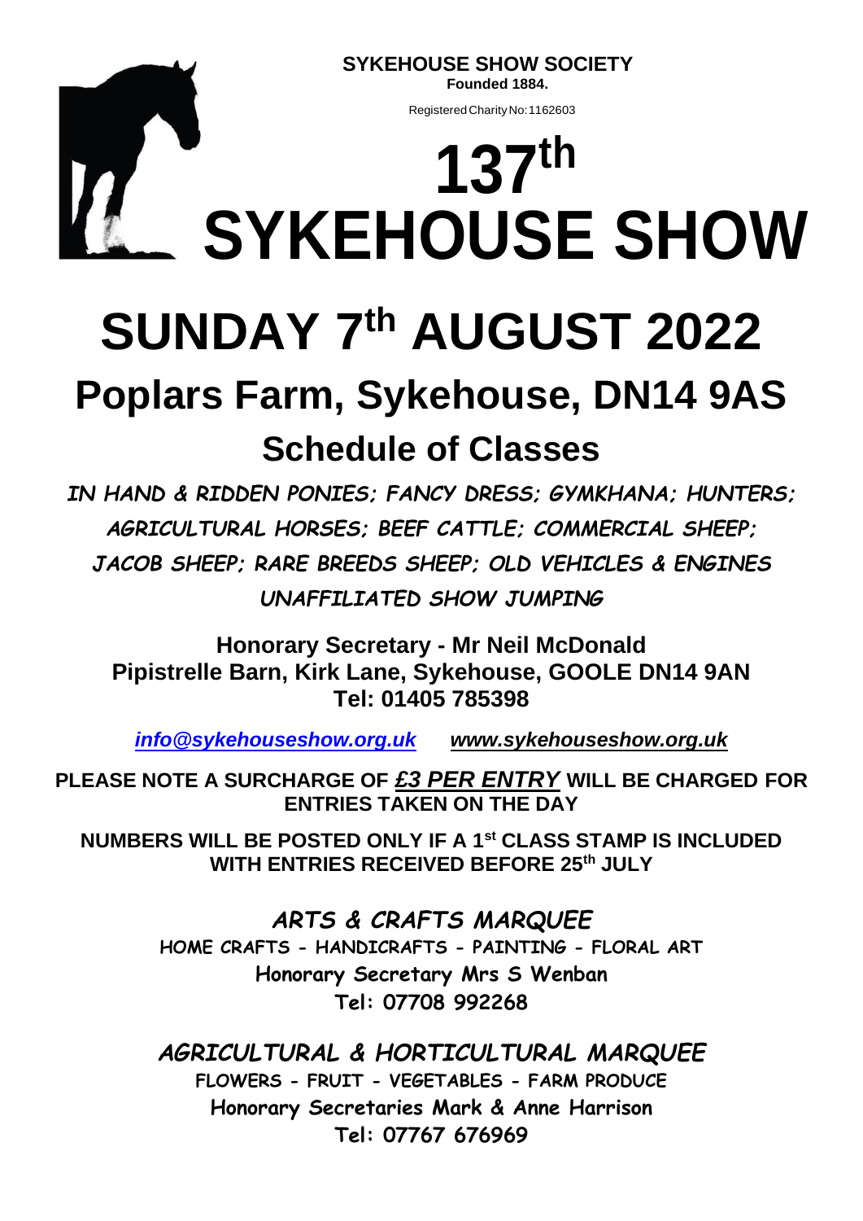**SYKEHOUSE SHOW SOCIETY**
**Founded 1884.**

Registered Charity No: 1162603

# 137th SYKEHOUSE SHOW

# SUNDAY 7th AUGUST 2022

## Poplars Farm, Sykehouse, DN14 9AS

## Schedule of Classes

***IN HAND & RIDDEN PONIES; FANCY DRESS; GYMKHANA; HUNTERS; AGRICULTURAL HORSES; BEEF CATTLE; COMMERCIAL SHEEP; JACOB SHEEP; RARE BREEDS SHEEP; OLD VEHICLES & ENGINES UNAFFILIATED SHOW JUMPING***

**Honorary Secretary - Mr Neil McDonald**
**Pipistrelle Barn, Kirk Lane, Sykehouse, GOOLE DN14 9AN**
**Tel: 01405 785398**

***info@sykehouseshow.org.uk*** ***www.sykehouseshow.org.uk***

**PLEASE NOTE A SURCHARGE OF *£3 PER ENTRY* WILL BE CHARGED FOR ENTRIES TAKEN ON THE DAY**

**NUMBERS WILL BE POSTED ONLY IF A 1st CLASS STAMP IS INCLUDED WITH ENTRIES RECEIVED BEFORE 25th JULY**

### *ARTS & CRAFTS MARQUEE*

**HOME CRAFTS - HANDICRAFTS - PAINTING - FLORAL ART**
**Honorary Secretary Mrs S Wenban**
**Tel: 07708 992268**

### *AGRICULTURAL & HORTICULTURAL MARQUEE*

**FLOWERS - FRUIT - VEGETABLES - FARM PRODUCE**
**Honorary Secretaries Mark & Anne Harrison**
**Tel: 07767 676969**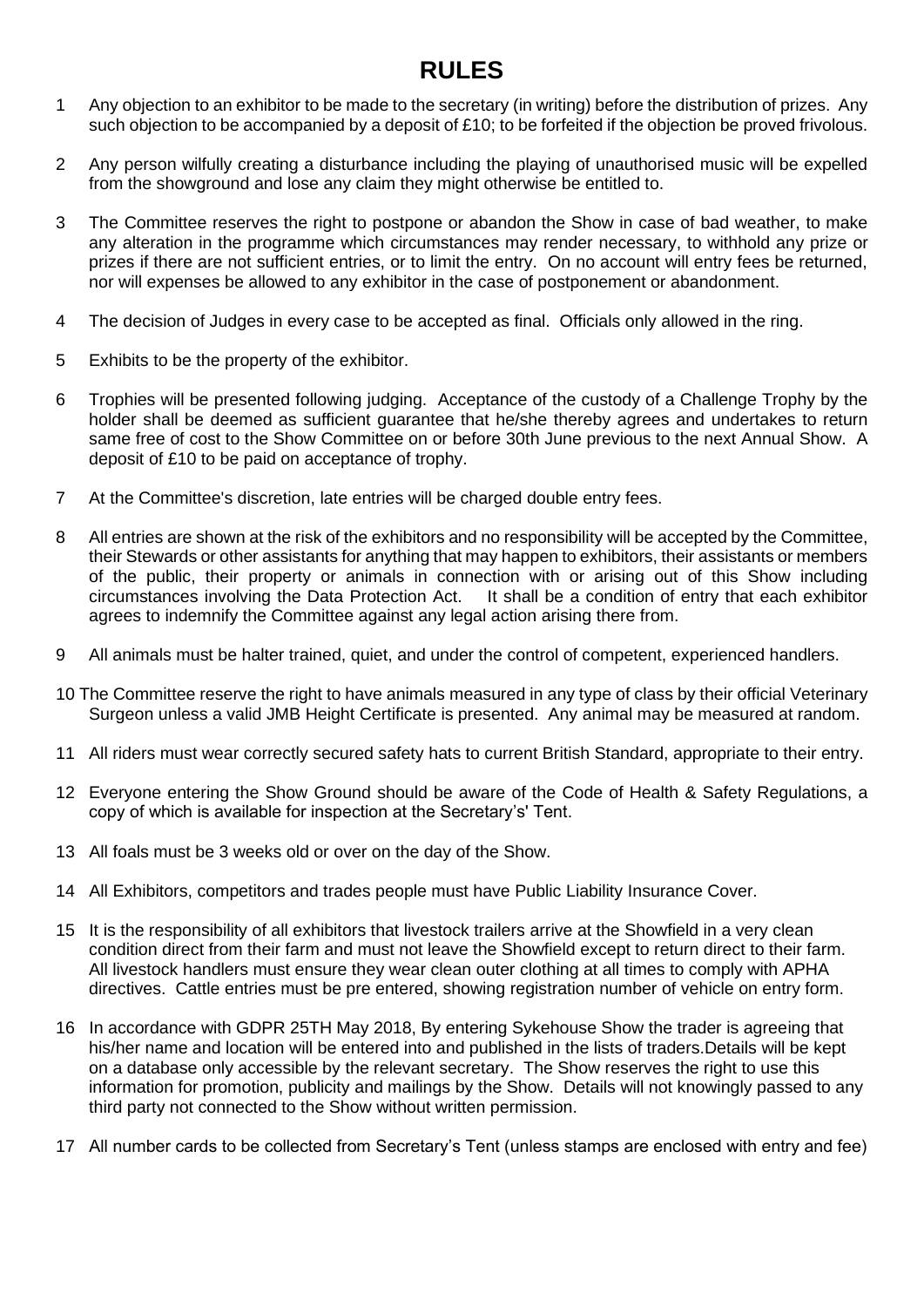# RULES

1. Any objection to an exhibitor to be made to the secretary (in writing) before the distribution of prizes. Any such objection to be accompanied by a deposit of £10; to be forfeited if the objection be proved frivolous.

2. Any person wilfully creating a disturbance including the playing of unauthorised music will be expelled from the showground and lose any claim they might otherwise be entitled to.

3. The Committee reserves the right to postpone or abandon the Show in case of bad weather, to make any alteration in the programme which circumstances may render necessary, to withhold any prize or prizes if there are not sufficient entries, or to limit the entry. On no account will entry fees be returned, nor will expenses be allowed to any exhibitor in the case of postponement or abandonment.

4. The decision of Judges in every case to be accepted as final. Officials only allowed in the ring.

5. Exhibits to be the property of the exhibitor.

6. Trophies will be presented following judging. Acceptance of the custody of a Challenge Trophy by the holder shall be deemed as sufficient guarantee that he/she thereby agrees and undertakes to return same free of cost to the Show Committee on or before 30th June previous to the next Annual Show. A deposit of £10 to be paid on acceptance of trophy.

7. At the Committee's discretion, late entries will be charged double entry fees.

8. All entries are shown at the risk of the exhibitors and no responsibility will be accepted by the Committee, their Stewards or other assistants for anything that may happen to exhibitors, their assistants or members of the public, their property or animals in connection with or arising out of this Show including circumstances involving the Data Protection Act. It shall be a condition of entry that each exhibitor agrees to indemnify the Committee against any legal action arising there from.

9. All animals must be halter trained, quiet, and under the control of competent, experienced handlers.

10. The Committee reserve the right to have animals measured in any type of class by their official Veterinary Surgeon unless a valid JMB Height Certificate is presented. Any animal may be measured at random.

11. All riders must wear correctly secured safety hats to current British Standard, appropriate to their entry.

12. Everyone entering the Show Ground should be aware of the Code of Health & Safety Regulations, a copy of which is available for inspection at the Secretary's' Tent.

13. All foals must be 3 weeks old or over on the day of the Show.

14. All Exhibitors, competitors and trades people must have Public Liability Insurance Cover.

15. It is the responsibility of all exhibitors that livestock trailers arrive at the Showfield in a very clean condition direct from their farm and must not leave the Showfield except to return direct to their farm. All livestock handlers must ensure they wear clean outer clothing at all times to comply with APHA directives. Cattle entries must be pre entered, showing registration number of vehicle on entry form.

16. In accordance with GDPR 25TH May 2018, By entering Sykehouse Show the trader is agreeing that his/her name and location will be entered into and published in the lists of traders.Details will be kept on a database only accessible by the relevant secretary. The Show reserves the right to use this information for promotion, publicity and mailings by the Show. Details will not knowingly passed to any third party not connected to the Show without written permission.

17. All number cards to be collected from Secretary's Tent (unless stamps are enclosed with entry and fee)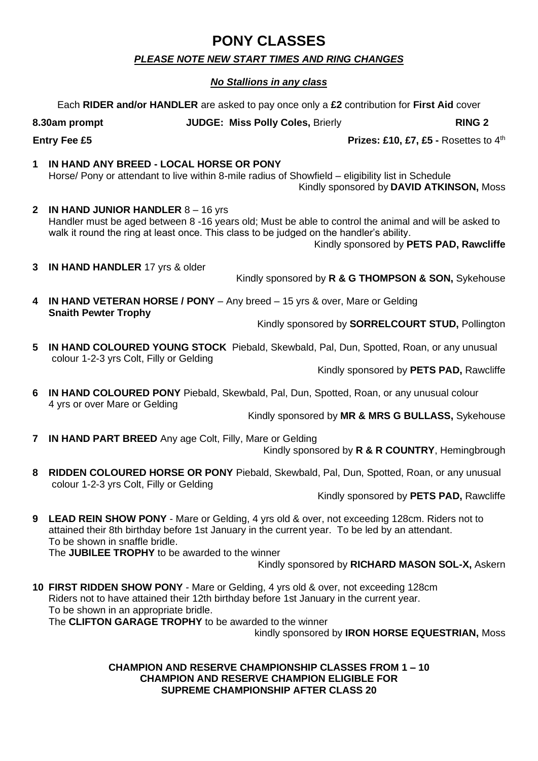# PONY CLASSES

***PLEASE NOTE NEW START TIMES AND RING CHANGES***

***No Stallions in any class***

Each **RIDER and/or HANDLER** are asked to pay once only a **£2** contribution for **First Aid** cover

**8.30am prompt** **JUDGE: Miss Polly Coles,** Brierly **RING 2**

**Entry Fee £5** **Prizes: £10, £7, £5 -** Rosettes to 4th

**1 IN HAND ANY BREED - LOCAL HORSE OR PONY**
Horse/ Pony or attendant to live within 8-mile radius of Showfield – eligibility list in Schedule
Kindly sponsored by **DAVID ATKINSON,** Moss

**2 IN HAND JUNIOR HANDLER** 8 – 16 yrs
Handler must be aged between 8 -16 years old; Must be able to control the animal and will be asked to walk it round the ring at least once. This class to be judged on the handler's ability.
Kindly sponsored by **PETS PAD, Rawcliffe**

**3 IN HAND HANDLER** 17 yrs & older
Kindly sponsored by **R & G THOMPSON & SON,** Sykehouse

**4 IN HAND VETERAN HORSE / PONY** – Any breed – 15 yrs & over, Mare or Gelding
**Snaith Pewter Trophy**
Kindly sponsored by **SORRELCOURT STUD,** Pollington

**5 IN HAND COLOURED YOUNG STOCK** Piebald, Skewbald, Pal, Dun, Spotted, Roan, or any unusual colour 1-2-3 yrs Colt, Filly or Gelding
Kindly sponsored by **PETS PAD,** Rawcliffe

**6 IN HAND COLOURED PONY** Piebald, Skewbald, Pal, Dun, Spotted, Roan, or any unusual colour 4 yrs or over Mare or Gelding
Kindly sponsored by **MR & MRS G BULLASS,** Sykehouse

**7 IN HAND PART BREED** Any age Colt, Filly, Mare or Gelding
Kindly sponsored by **R & R COUNTRY**, Hemingbrough

**8 RIDDEN COLOURED HORSE OR PONY** Piebald, Skewbald, Pal, Dun, Spotted, Roan, or any unusual colour 1-2-3 yrs Colt, Filly or Gelding
Kindly sponsored by **PETS PAD,** Rawcliffe

**9 LEAD REIN SHOW PONY** - Mare or Gelding, 4 yrs old & over, not exceeding 128cm. Riders not to attained their 8th birthday before 1st January in the current year. To be led by an attendant.
To be shown in snaffle bridle.
The **JUBILEE TROPHY** to be awarded to the winner
Kindly sponsored by **RICHARD MASON SOL-X,** Askern

**10 FIRST RIDDEN SHOW PONY** - Mare or Gelding, 4 yrs old & over, not exceeding 128cm
Riders not to have attained their 12th birthday before 1st January in the current year.
To be shown in an appropriate bridle.
The **CLIFTON GARAGE TROPHY** to be awarded to the winner
kindly sponsored by **IRON HORSE EQUESTRIAN,** Moss

**CHAMPION AND RESERVE CHAMPIONSHIP CLASSES FROM 1 – 10**
**CHAMPION AND RESERVE CHAMPION ELIGIBLE FOR**
**SUPREME CHAMPIONSHIP AFTER CLASS 20**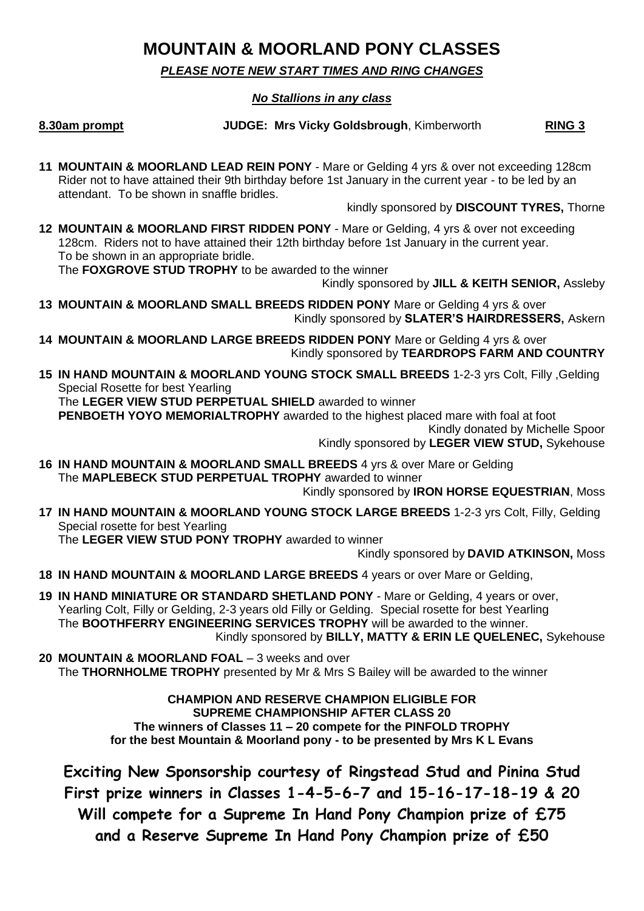# MOUNTAIN & MOORLAND PONY CLASSES

***PLEASE NOTE NEW START TIMES AND RING CHANGES***

***No Stallions in any class***

**8.30am prompt** **JUDGE: Mrs Vicky Goldsbrough**, Kimberworth **RING 3**

**11 MOUNTAIN & MOORLAND LEAD REIN PONY** - Mare or Gelding 4 yrs & over not exceeding 128cm Rider not to have attained their 9th birthday before 1st January in the current year - to be led by an attendant. To be shown in snaffle bridles.

kindly sponsored by **DISCOUNT TYRES,** Thorne

**12 MOUNTAIN & MOORLAND FIRST RIDDEN PONY** - Mare or Gelding, 4 yrs & over not exceeding 128cm. Riders not to have attained their 12th birthday before 1st January in the current year. To be shown in an appropriate bridle.
The **FOXGROVE STUD TROPHY** to be awarded to the winner

Kindly sponsored by **JILL & KEITH SENIOR,** Assleby

**13 MOUNTAIN & MOORLAND SMALL BREEDS RIDDEN PONY** Mare or Gelding 4 yrs & over

Kindly sponsored by **SLATER'S HAIRDRESSERS,** Askern

**14 MOUNTAIN & MOORLAND LARGE BREEDS RIDDEN PONY** Mare or Gelding 4 yrs & over

Kindly sponsored by **TEARDROPS FARM AND COUNTRY**

**15 IN HAND MOUNTAIN & MOORLAND YOUNG STOCK SMALL BREEDS** 1-2-3 yrs Colt, Filly ,Gelding
Special Rosette for best Yearling
The **LEGER VIEW STUD PERPETUAL SHIELD** awarded to winner
**PENBOETH YOYO MEMORIALTROPHY** awarded to the highest placed mare with foal at foot

Kindly donated by Michelle Spoor

Kindly sponsored by **LEGER VIEW STUD,** Sykehouse

**16 IN HAND MOUNTAIN & MOORLAND SMALL BREEDS** 4 yrs & over Mare or Gelding
The **MAPLEBECK STUD PERPETUAL TROPHY** awarded to winner

Kindly sponsored by **IRON HORSE EQUESTRIAN**, Moss

**17 IN HAND MOUNTAIN & MOORLAND YOUNG STOCK LARGE BREEDS** 1-2-3 yrs Colt, Filly, Gelding
Special rosette for best Yearling
The **LEGER VIEW STUD PONY TROPHY** awarded to winner

Kindly sponsored by **DAVID ATKINSON,** Moss

**18 IN HAND MOUNTAIN & MOORLAND LARGE BREEDS** 4 years or over Mare or Gelding,

**19 IN HAND MINIATURE OR STANDARD SHETLAND PONY** - Mare or Gelding, 4 years or over, Yearling Colt, Filly or Gelding, 2-3 years old Filly or Gelding. Special rosette for best Yearling
The **BOOTHFERRY ENGINEERING SERVICES TROPHY** will be awarded to the winner.

Kindly sponsored by **BILLY, MATTY & ERIN LE QUELENEC,** Sykehouse

**20 MOUNTAIN & MOORLAND FOAL** – 3 weeks and over
The **THORNHOLME TROPHY** presented by Mr & Mrs S Bailey will be awarded to the winner

**CHAMPION AND RESERVE CHAMPION ELIGIBLE FOR SUPREME CHAMPIONSHIP AFTER CLASS 20**
**The winners of Classes 11 – 20 compete for the PINFOLD TROPHY for the best Mountain & Moorland pony - to be presented by Mrs K L Evans**

**Exciting New Sponsorship courtesy of Ringstead Stud and Pinina Stud**
**First prize winners in Classes 1-4-5-6-7 and 15-16-17-18-19 & 20**
**Will compete for a Supreme In Hand Pony Champion prize of £75**
**and a Reserve Supreme In Hand Pony Champion prize of £50**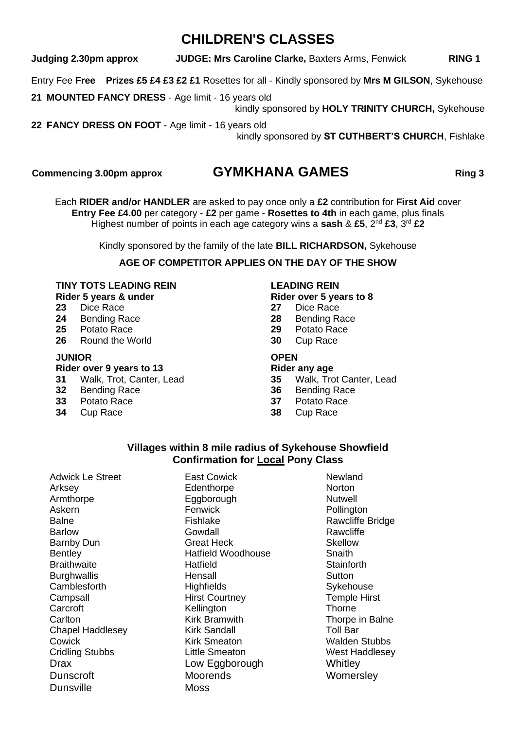# CHILDREN'S CLASSES

**Judging 2.30pm approx** **JUDGE: Mrs Caroline Clarke,** Baxters Arms, Fenwick **RING 1**

Entry Fee **Free** **Prizes £5 £4 £3 £2 £1** Rosettes for all - Kindly sponsored by **Mrs M GILSON**, Sykehouse

**21 MOUNTED FANCY DRESS** - Age limit - 16 years old
kindly sponsored by **HOLY TRINITY CHURCH,** Sykehouse

**22 FANCY DRESS ON FOOT** - Age limit - 16 years old
kindly sponsored by **ST CUTHBERT'S CHURCH**, Fishlake

# GYMKHANA GAMES

**Commencing 3.00pm approx** **Ring 3**

Each **RIDER and/or HANDLER** are asked to pay once only a **£2** contribution for **First Aid** cover
**Entry Fee £4.00** per category - **£2** per game - **Rosettes to 4th** in each game, plus finals
Highest number of points in each age category wins a **sash** & **£5**, 2nd **£3**, 3rd **£2**

Kindly sponsored by the family of the late **BILL RICHARDSON,** Sykehouse

**AGE OF COMPETITOR APPLIES ON THE DAY OF THE SHOW**

**TINY TOTS LEADING REIN**
**Rider 5 years & under**
- **23** Dice Race
- **24** Bending Race
- **25** Potato Race
- **26** Round the World

**LEADING REIN**
**Rider over 5 years to 8**
- **27** Dice Race
- **28** Bending Race
- **29** Potato Race
- **30** Cup Race

**JUNIOR**
**Rider over 9 years to 13**
- **31** Walk, Trot, Canter, Lead
- **32** Bending Race
- **33** Potato Race
- **34** Cup Race

**OPEN**
**Rider any age**
- **35** Walk, Trot Canter, Lead
- **36** Bending Race
- **37** Potato Race
- **38** Cup Race

**Villages within 8 mile radius of Sykehouse Showfield**
**Confirmation for Local Pony Class**

| | | |
|---|---|---|
| Adwick Le Street | East Cowick | Newland |
| Arksey | Edenthorpe | Norton |
| Armthorpe | Eggborough | Nutwell |
| Askern | Fenwick | Pollington |
| Balne | Fishlake | Rawcliffe Bridge |
| Barlow | Gowdall | Rawcliffe |
| Barnby Dun | Great Heck | Skellow |
| Bentley | Hatfield Woodhouse | Snaith |
| Braithwaite | Hatfield | Stainforth |
| Burghwallis | Hensall | Sutton |
| Camblesforth | Highfields | Sykehouse |
| Campsall | Hirst Courtney | Temple Hirst |
| Carcroft | Kellington | Thorne |
| Carlton | Kirk Bramwith | Thorpe in Balne |
| Chapel Haddlesey | Kirk Sandall | Toll Bar |
| Cowick | Kirk Smeaton | Walden Stubbs |
| Cridling Stubbs | Little Smeaton | West Haddlesey |
| Drax | Low Eggborough | Whitley |
| Dunscroft | Moorends | Womersley |
| Dunsville | Moss | |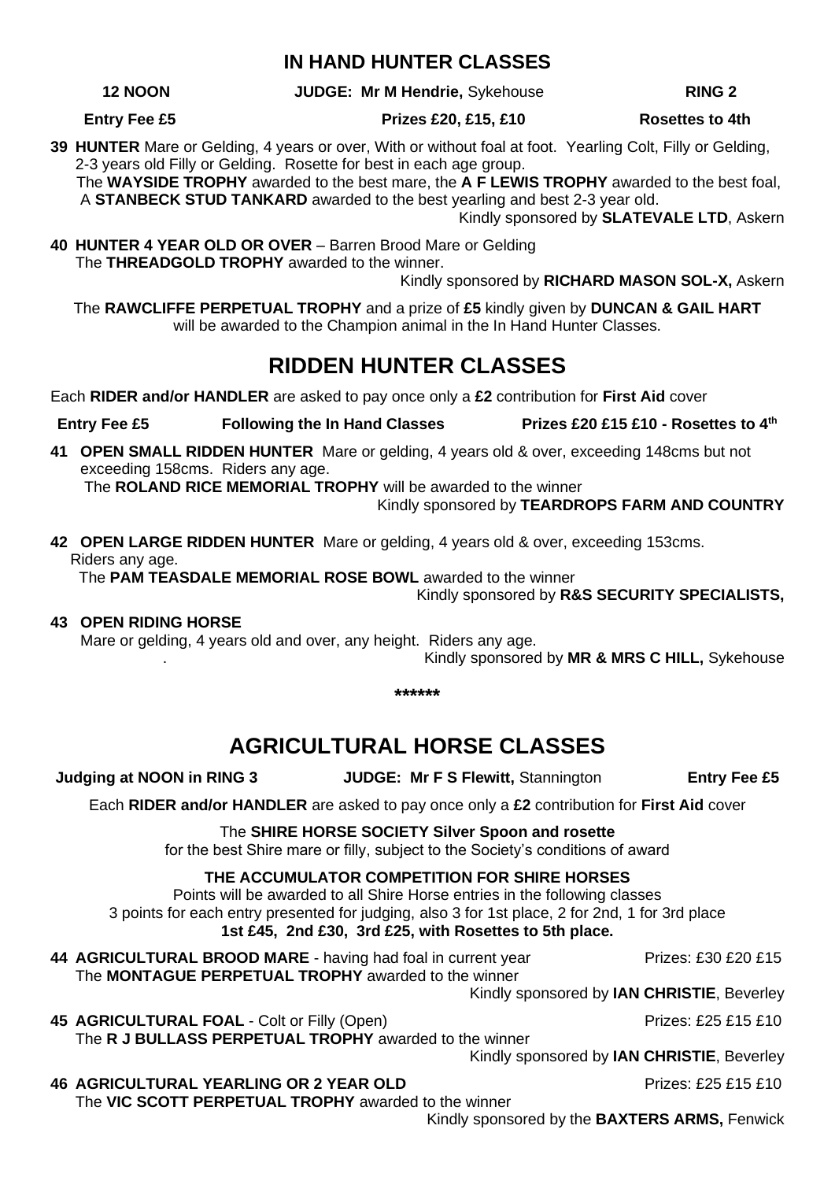## IN HAND HUNTER CLASSES

**12 NOON** **JUDGE: Mr M Hendrie,** Sykehouse **RING 2**

**Entry Fee £5** **Prizes £20, £15, £10** **Rosettes to 4th**

**39 HUNTER** Mare or Gelding, 4 years or over, With or without foal at foot. Yearling Colt, Filly or Gelding, 2-3 years old Filly or Gelding. Rosette for best in each age group.
The **WAYSIDE TROPHY** awarded to the best mare, the **A F LEWIS TROPHY** awarded to the best foal, A **STANBECK STUD TANKARD** awarded to the best yearling and best 2-3 year old.
Kindly sponsored by **SLATEVALE LTD**, Askern

**40 HUNTER 4 YEAR OLD OR OVER** – Barren Brood Mare or Gelding
The **THREADGOLD TROPHY** awarded to the winner.
Kindly sponsored by **RICHARD MASON SOL-X,** Askern

The **RAWCLIFFE PERPETUAL TROPHY** and a prize of **£5** kindly given by **DUNCAN & GAIL HART** will be awarded to the Champion animal in the In Hand Hunter Classes.

## RIDDEN HUNTER CLASSES

Each **RIDER and/or HANDLER** are asked to pay once only a **£2** contribution for **First Aid** cover

**Entry Fee £5** **Following the In Hand Classes** **Prizes £20 £15 £10 - Rosettes to 4th**

**41 OPEN SMALL RIDDEN HUNTER** Mare or gelding, 4 years old & over, exceeding 148cms but not exceeding 158cms. Riders any age.
The **ROLAND RICE MEMORIAL TROPHY** will be awarded to the winner
Kindly sponsored by **TEARDROPS FARM AND COUNTRY**

**42 OPEN LARGE RIDDEN HUNTER** Mare or gelding, 4 years old & over, exceeding 153cms. Riders any age.
The **PAM TEASDALE MEMORIAL ROSE BOWL** awarded to the winner
Kindly sponsored by **R&S SECURITY SPECIALISTS,**

**43 OPEN RIDING HORSE**
Mare or gelding, 4 years old and over, any height. Riders any age.
Kindly sponsored by **MR & MRS C HILL,** Sykehouse

**\*\*\*\*\*\***

## AGRICULTURAL HORSE CLASSES

**Judging at NOON in RING 3** **JUDGE: Mr F S Flewitt,** Stannington **Entry Fee £5**

Each **RIDER and/or HANDLER** are asked to pay once only a **£2** contribution for **First Aid** cover

The **SHIRE HORSE SOCIETY Silver Spoon and rosette**
for the best Shire mare or filly, subject to the Society's conditions of award

**THE ACCUMULATOR COMPETITION FOR SHIRE HORSES**
Points will be awarded to all Shire Horse entries in the following classes
3 points for each entry presented for judging, also 3 for 1st place, 2 for 2nd, 1 for 3rd place
**1st £45, 2nd £30, 3rd £25, with Rosettes to 5th place.**

**44 AGRICULTURAL BROOD MARE** - having had foal in current year Prizes: £30 £20 £15
The **MONTAGUE PERPETUAL TROPHY** awarded to the winner
Kindly sponsored by **IAN CHRISTIE**, Beverley

**45 AGRICULTURAL FOAL** - Colt or Filly (Open) Prizes: £25 £15 £10
The **R J BULLASS PERPETUAL TROPHY** awarded to the winner
Kindly sponsored by **IAN CHRISTIE**, Beverley

**46 AGRICULTURAL YEARLING OR 2 YEAR OLD** Prizes: £25 £15 £10
The **VIC SCOTT PERPETUAL TROPHY** awarded to the winner
Kindly sponsored by the **BAXTERS ARMS,** Fenwick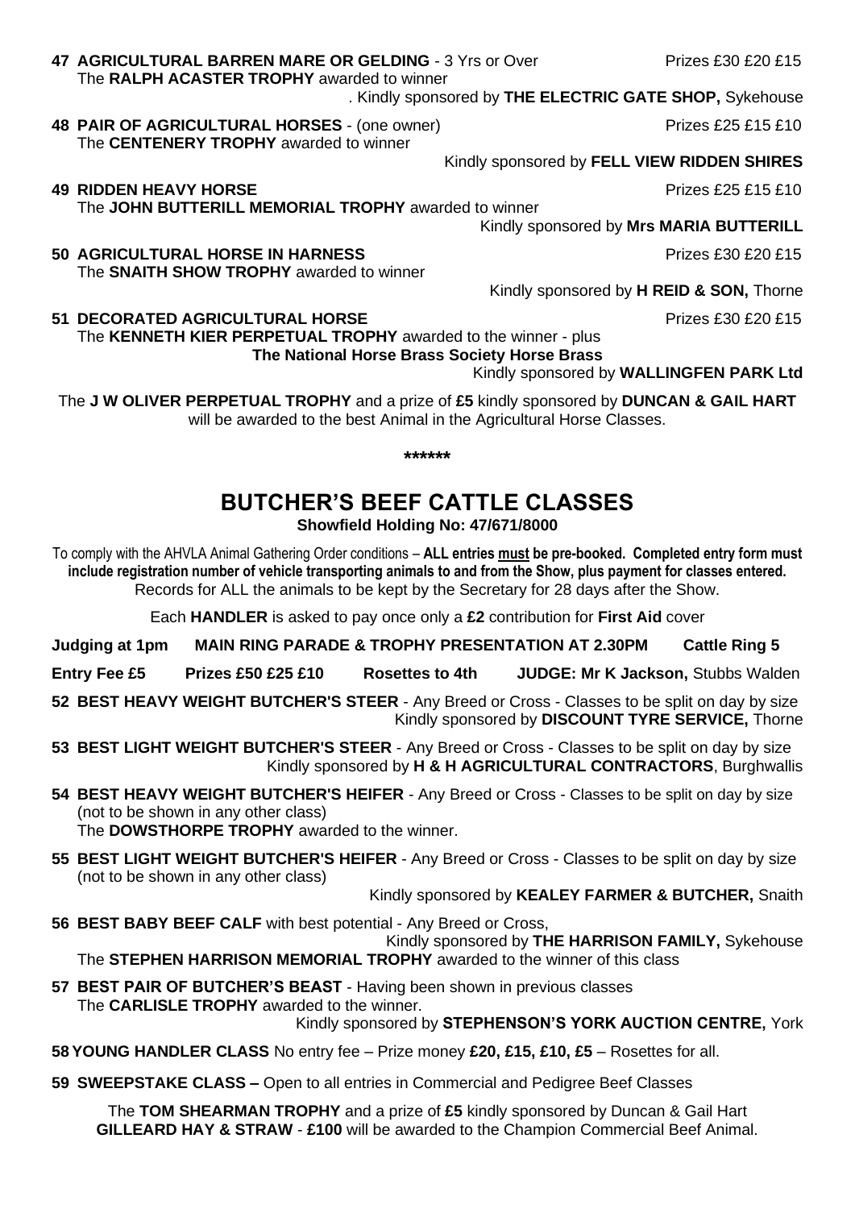**47 AGRICULTURAL BARREN MARE OR GELDING** - 3 Yrs or Over Prizes £30 £20 £15
The **RALPH ACASTER TROPHY** awarded to winner
. Kindly sponsored by **THE ELECTRIC GATE SHOP,** Sykehouse

**48 PAIR OF AGRICULTURAL HORSES** - (one owner) Prizes £25 £15 £10
The **CENTENERY TROPHY** awarded to winner
Kindly sponsored by **FELL VIEW RIDDEN SHIRES**

**49 RIDDEN HEAVY HORSE** Prizes £25 £15 £10
The **JOHN BUTTERILL MEMORIAL TROPHY** awarded to winner
Kindly sponsored by **Mrs MARIA BUTTERILL**

**50 AGRICULTURAL HORSE IN HARNESS** Prizes £30 £20 £15
The **SNAITH SHOW TROPHY** awarded to winner
Kindly sponsored by **H REID & SON,** Thorne

**51 DECORATED AGRICULTURAL HORSE** Prizes £30 £20 £15
The **KENNETH KIER PERPETUAL TROPHY** awarded to the winner - plus
**The National Horse Brass Society Horse Brass**
Kindly sponsored by **WALLINGFEN PARK Ltd**

The **J W OLIVER PERPETUAL TROPHY** and a prize of **£5** kindly sponsored by **DUNCAN & GAIL HART** will be awarded to the best Animal in the Agricultural Horse Classes.

**\*\*\*\*\*\***

## BUTCHER'S BEEF CATTLE CLASSES

**Showfield Holding No: 47/671/8000**

To comply with the AHVLA Animal Gathering Order conditions – **ALL entries must be pre-booked. Completed entry form must include registration number of vehicle transporting animals to and from the Show, plus payment for classes entered.**
Records for ALL the animals to be kept by the Secretary for 28 days after the Show.

Each **HANDLER** is asked to pay once only a **£2** contribution for **First Aid** cover

**Judging at 1pm MAIN RING PARADE & TROPHY PRESENTATION AT 2.30PM Cattle Ring 5**

**Entry Fee £5 Prizes £50 £25 £10 Rosettes to 4th JUDGE: Mr K Jackson,** Stubbs Walden

**52 BEST HEAVY WEIGHT BUTCHER'S STEER** - Any Breed or Cross - Classes to be split on day by size
Kindly sponsored by **DISCOUNT TYRE SERVICE,** Thorne

**53 BEST LIGHT WEIGHT BUTCHER'S STEER** - Any Breed or Cross - Classes to be split on day by size
Kindly sponsored by **H & H AGRICULTURAL CONTRACTORS**, Burghwallis

**54 BEST HEAVY WEIGHT BUTCHER'S HEIFER** - Any Breed or Cross - Classes to be split on day by size (not to be shown in any other class)
The **DOWSTHORPE TROPHY** awarded to the winner.

**55 BEST LIGHT WEIGHT BUTCHER'S HEIFER** - Any Breed or Cross - Classes to be split on day by size (not to be shown in any other class)
Kindly sponsored by **KEALEY FARMER & BUTCHER,** Snaith

**56 BEST BABY BEEF CALF** with best potential - Any Breed or Cross,
Kindly sponsored by **THE HARRISON FAMILY,** Sykehouse
The **STEPHEN HARRISON MEMORIAL TROPHY** awarded to the winner of this class

**57 BEST PAIR OF BUTCHER'S BEAST** - Having been shown in previous classes
The **CARLISLE TROPHY** awarded to the winner.
Kindly sponsored by **STEPHENSON'S YORK AUCTION CENTRE,** York

**58 YOUNG HANDLER CLASS** No entry fee – Prize money **£20, £15, £10, £5** – Rosettes for all.

**59 SWEEPSTAKE CLASS –** Open to all entries in Commercial and Pedigree Beef Classes

The **TOM SHEARMAN TROPHY** and a prize of **£5** kindly sponsored by Duncan & Gail Hart
**GILLEARD HAY & STRAW** - **£100** will be awarded to the Champion Commercial Beef Animal.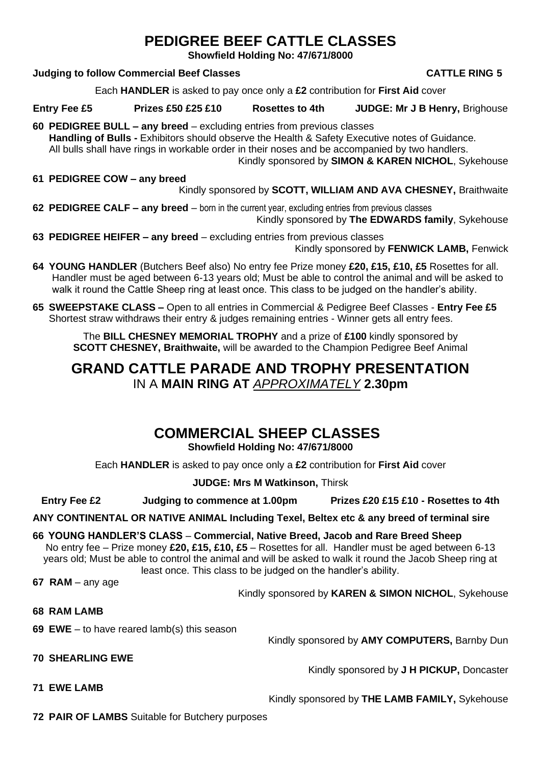# PEDIGREE BEEF CATTLE CLASSES

**Showfield Holding No: 47/671/8000**

**Judging to follow Commercial Beef Classes** **CATTLE RING 5**

Each **HANDLER** is asked to pay once only a **£2** contribution for **First Aid** cover

**Entry Fee £5** **Prizes £50 £25 £10** **Rosettes to 4th** **JUDGE: Mr J B Henry,** Brighouse

**60 PEDIGREE BULL – any breed** – excluding entries from previous classes
**Handling of Bulls -** Exhibitors should observe the Health & Safety Executive notes of Guidance.
All bulls shall have rings in workable order in their noses and be accompanied by two handlers.
Kindly sponsored by **SIMON & KAREN NICHOL**, Sykehouse

**61 PEDIGREE COW – any breed**
Kindly sponsored by **SCOTT, WILLIAM AND AVA CHESNEY,** Braithwaite

**62 PEDIGREE CALF – any breed** – born in the current year, excluding entries from previous classes
Kindly sponsored by **The EDWARDS family**, Sykehouse

**63 PEDIGREE HEIFER – any breed** – excluding entries from previous classes
Kindly sponsored by **FENWICK LAMB,** Fenwick

**64 YOUNG HANDLER** (Butchers Beef also) No entry fee Prize money **£20, £15, £10, £5** Rosettes for all. Handler must be aged between 6-13 years old; Must be able to control the animal and will be asked to walk it round the Cattle Sheep ring at least once. This class to be judged on the handler's ability.

**65 SWEEPSTAKE CLASS –** Open to all entries in Commercial & Pedigree Beef Classes - **Entry Fee £5** Shortest straw withdraws their entry & judges remaining entries - Winner gets all entry fees.

The **BILL CHESNEY MEMORIAL TROPHY** and a prize of **£100** kindly sponsored by **SCOTT CHESNEY, Braithwaite,** will be awarded to the Champion Pedigree Beef Animal

## GRAND CATTLE PARADE AND TROPHY PRESENTATION

IN A **MAIN RING AT** ***APPROXIMATELY*** **2.30pm**

# COMMERCIAL SHEEP CLASSES

**Showfield Holding No: 47/671/8000**

Each **HANDLER** is asked to pay once only a **£2** contribution for **First Aid** cover

**JUDGE: Mrs M Watkinson,** Thirsk

**Entry Fee £2** **Judging to commence at 1.00pm** **Prizes £20 £15 £10 - Rosettes to 4th**

**ANY CONTINENTAL OR NATIVE ANIMAL Including Texel, Beltex etc & any breed of terminal sire**

**66 YOUNG HANDLER'S CLASS** – **Commercial, Native Breed, Jacob and Rare Breed Sheep**
No entry fee – Prize money **£20, £15, £10, £5** – Rosettes for all. Handler must be aged between 6-13 years old; Must be able to control the animal and will be asked to walk it round the Jacob Sheep ring at least once. This class to be judged on the handler's ability.

**67 RAM** – any age
Kindly sponsored by **KAREN & SIMON NICHOL**, Sykehouse

**68 RAM LAMB**

**69 EWE** – to have reared lamb(s) this season
Kindly sponsored by **AMY COMPUTERS,** Barnby Dun

**70 SHEARLING EWE**
Kindly sponsored by **J H PICKUP,** Doncaster

**71 EWE LAMB**
Kindly sponsored by **THE LAMB FAMILY,** Sykehouse

**72 PAIR OF LAMBS** Suitable for Butchery purposes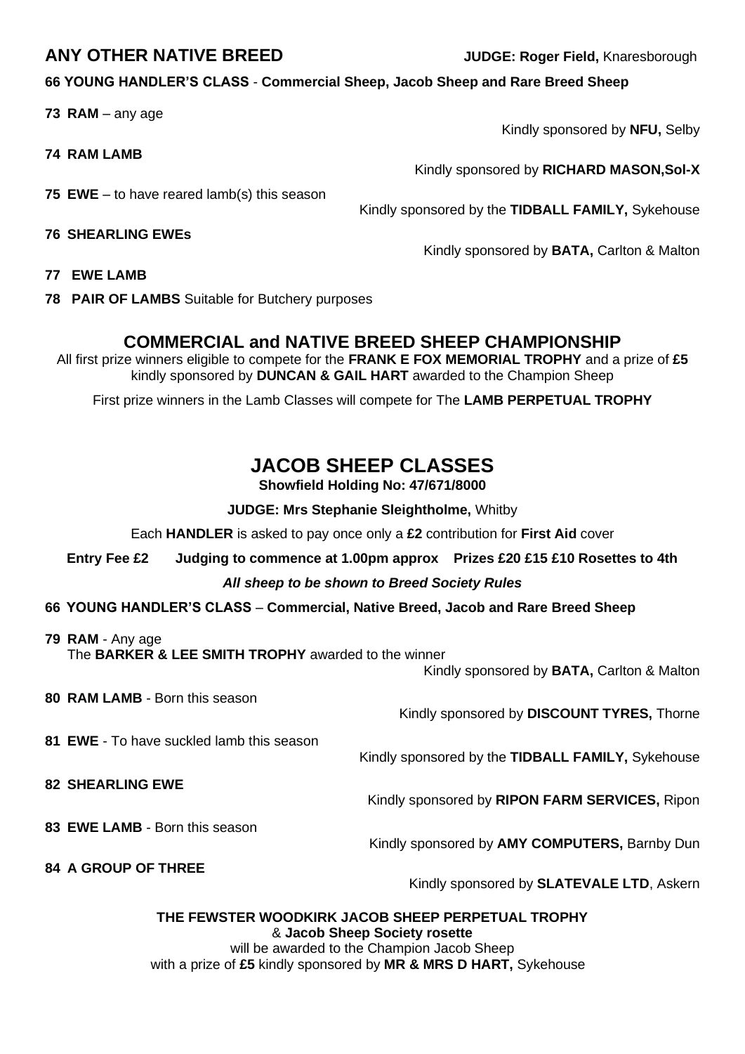## ANY OTHER NATIVE BREED

**JUDGE: Roger Field,** Knaresborough

**66 YOUNG HANDLER'S CLASS** - **Commercial Sheep, Jacob Sheep and Rare Breed Sheep**

**73 RAM** – any age

Kindly sponsored by **NFU,** Selby

**74 RAM LAMB**

Kindly sponsored by **RICHARD MASON,Sol-X**

**75 EWE** – to have reared lamb(s) this season

Kindly sponsored by the **TIDBALL FAMILY,** Sykehouse

**76 SHEARLING EWEs**

Kindly sponsored by **BATA,** Carlton & Malton

**77 EWE LAMB**

**78 PAIR OF LAMBS** Suitable for Butchery purposes

## COMMERCIAL and NATIVE BREED SHEEP CHAMPIONSHIP

All first prize winners eligible to compete for the **FRANK E FOX MEMORIAL TROPHY** and a prize of **£5** kindly sponsored by **DUNCAN & GAIL HART** awarded to the Champion Sheep

First prize winners in the Lamb Classes will compete for The **LAMB PERPETUAL TROPHY**

# JACOB SHEEP CLASSES

**Showfield Holding No: 47/671/8000**

**JUDGE: Mrs Stephanie Sleightholme,** Whitby

Each **HANDLER** is asked to pay once only a **£2** contribution for **First Aid** cover

**Entry Fee £2 Judging to commence at 1.00pm approx Prizes £20 £15 £10 Rosettes to 4th**

***All sheep to be shown to Breed Society Rules***

**66 YOUNG HANDLER'S CLASS** – **Commercial, Native Breed, Jacob and Rare Breed Sheep**

**79 RAM** - Any age
The **BARKER & LEE SMITH TROPHY** awarded to the winner

Kindly sponsored by **BATA,** Carlton & Malton

**80 RAM LAMB** - Born this season

Kindly sponsored by **DISCOUNT TYRES,** Thorne

**81 EWE** - To have suckled lamb this season

Kindly sponsored by the **TIDBALL FAMILY,** Sykehouse

**82 SHEARLING EWE**

Kindly sponsored by **RIPON FARM SERVICES,** Ripon

**83 EWE LAMB** - Born this season

Kindly sponsored by **AMY COMPUTERS,** Barnby Dun

**84 A GROUP OF THREE**

Kindly sponsored by **SLATEVALE LTD**, Askern

**THE FEWSTER WOODKIRK JACOB SHEEP PERPETUAL TROPHY**
& **Jacob Sheep Society rosette**
will be awarded to the Champion Jacob Sheep
with a prize of **£5** kindly sponsored by **MR & MRS D HART,** Sykehouse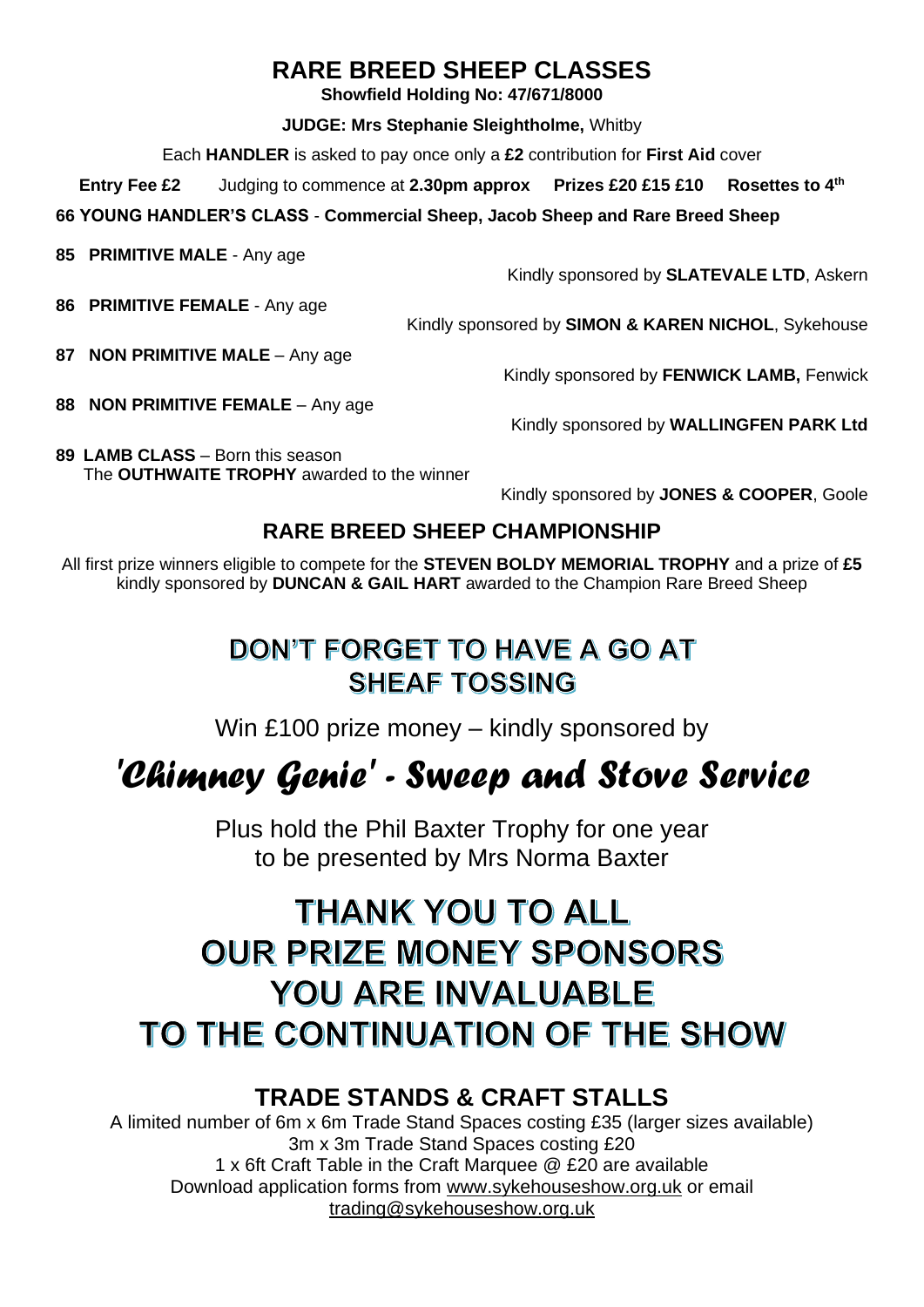# RARE BREED SHEEP CLASSES

**Showfield Holding No: 47/671/8000**

**JUDGE: Mrs Stephanie Sleightholme,** Whitby

Each **HANDLER** is asked to pay once only a **£2** contribution for **First Aid** cover

**Entry Fee £2** Judging to commence at **2.30pm approx** **Prizes £20 £15 £10** **Rosettes to 4th**

**66 YOUNG HANDLER'S CLASS** - **Commercial Sheep, Jacob Sheep and Rare Breed Sheep**

**85 PRIMITIVE MALE** - Any age

Kindly sponsored by **SLATEVALE LTD**, Askern

**86 PRIMITIVE FEMALE** - Any age

Kindly sponsored by **SIMON & KAREN NICHOL**, Sykehouse

**87 NON PRIMITIVE MALE** – Any age

Kindly sponsored by **FENWICK LAMB,** Fenwick

**88 NON PRIMITIVE FEMALE** – Any age

Kindly sponsored by **WALLINGFEN PARK Ltd**

**89 LAMB CLASS** – Born this season
The **OUTHWAITE TROPHY** awarded to the winner

Kindly sponsored by **JONES & COOPER**, Goole

## RARE BREED SHEEP CHAMPIONSHIP

All first prize winners eligible to compete for the **STEVEN BOLDY MEMORIAL TROPHY** and a prize of **£5** kindly sponsored by **DUNCAN & GAIL HART** awarded to the Champion Rare Breed Sheep

## DON'T FORGET TO HAVE A GO AT SHEAF TOSSING

Win £100 prize money – kindly sponsored by

***'Chimney Genie' - Sweep and Stove Service***

Plus hold the Phil Baxter Trophy for one year
to be presented by Mrs Norma Baxter

## THANK YOU TO ALL OUR PRIZE MONEY SPONSORS YOU ARE INVALUABLE TO THE CONTINUATION OF THE SHOW

## TRADE STANDS & CRAFT STALLS

A limited number of 6m x 6m Trade Stand Spaces costing £35 (larger sizes available)
3m x 3m Trade Stand Spaces costing £20
1 x 6ft Craft Table in the Craft Marquee @ £20 are available
Download application forms from www.sykehouseshow.org.uk or email
trading@sykehouseshow.org.uk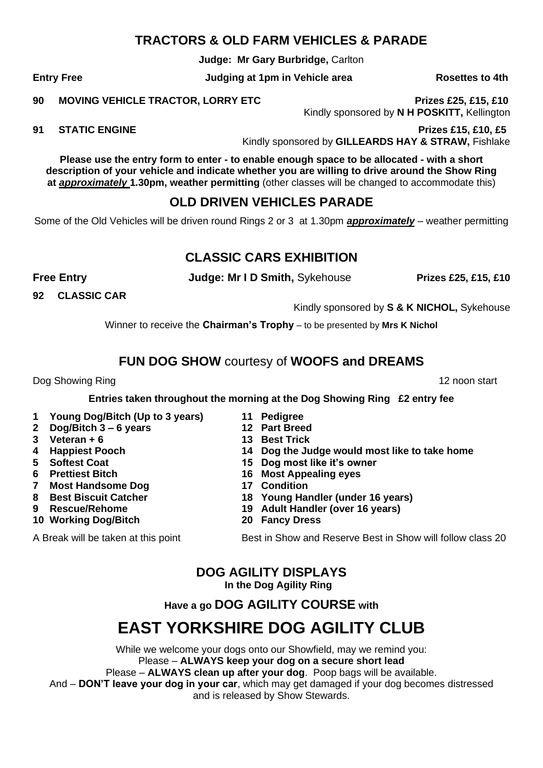## TRACTORS & OLD FARM VEHICLES & PARADE

**Judge: Mr Gary Burbridge,** Carlton

**Entry Free** **Judging at 1pm in Vehicle area** **Rosettes to 4th**

**90 MOVING VEHICLE TRACTOR, LORRY ETC** **Prizes £25, £15, £10**
Kindly sponsored by **N H POSKITT,** Kellington

**91 STATIC ENGINE** **Prizes £15, £10, £5**
Kindly sponsored by **GILLEARDS HAY & STRAW,** Fishlake

**Please use the entry form to enter - to enable enough space to be allocated - with a short description of your vehicle and indicate whether you are willing to drive around the Show Ring at *approximately* 1.30pm, weather permitting** (other classes will be changed to accommodate this)

## OLD DRIVEN VEHICLES PARADE

Some of the Old Vehicles will be driven round Rings 2 or 3 at 1.30pm ***approximately*** – weather permitting

## CLASSIC CARS EXHIBITION

**Free Entry** **Judge: Mr I D Smith,** Sykehouse **Prizes £25, £15, £10**

**92 CLASSIC CAR**

Kindly sponsored by **S & K NICHOL,** Sykehouse

Winner to receive the **Chairman's Trophy** – to be presented by **Mrs K Nichol**

## FUN DOG SHOW courtesy of WOOFS and DREAMS

Dog Showing Ring 12 noon start

**Entries taken throughout the morning at the Dog Showing Ring £2 entry fee**

1. **Young Dog/Bitch (Up to 3 years)**
2. **Dog/Bitch 3 – 6 years**
3. **Veteran + 6**
4. **Happiest Pooch**
5. **Softest Coat**
6. **Prettiest Bitch**
7. **Most Handsome Dog**
8. **Best Biscuit Catcher**
9. **Rescue/Rehome**
10. **Working Dog/Bitch**

A Break will be taken at this point

11. **Pedigree**
12. **Part Breed**
13. **Best Trick**
14. **Dog the Judge would most like to take home**
15. **Dog most like it's owner**
16. **Most Appealing eyes**
17. **Condition**
18. **Young Handler (under 16 years)**
19. **Adult Handler (over 16 years)**
20. **Fancy Dress**

Best in Show and Reserve Best in Show will follow class 20

## DOG AGILITY DISPLAYS

**In the Dog Agility Ring**

**Have a go DOG AGILITY COURSE with**

# EAST YORKSHIRE DOG AGILITY CLUB

While we welcome your dogs onto our Showfield, may we remind you:
Please – **ALWAYS keep your dog on a secure short lead**
Please – **ALWAYS clean up after your dog**. Poop bags will be available.
And – **DON'T leave your dog in your car**, which may get damaged if your dog becomes distressed and is released by Show Stewards.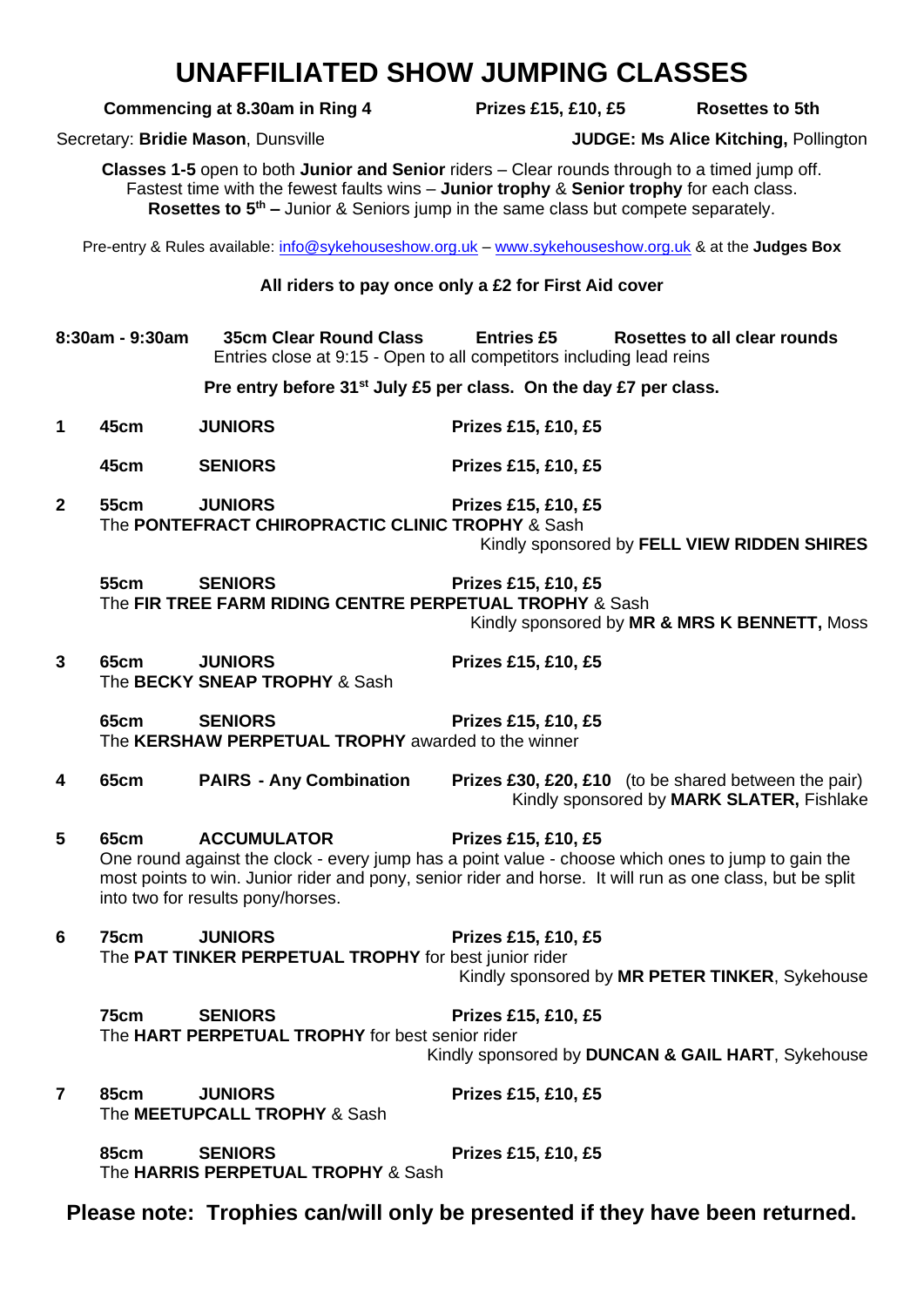# UNAFFILIATED SHOW JUMPING CLASSES

**Commencing at 8.30am in Ring 4** **Prizes £15, £10, £5** **Rosettes to 5th**

Secretary: **Bridie Mason**, Dunsville **JUDGE: Ms Alice Kitching,** Pollington

**Classes 1-5** open to both **Junior and Senior** riders – Clear rounds through to a timed jump off. Fastest time with the fewest faults wins – **Junior trophy** & **Senior trophy** for each class. **Rosettes to 5th –** Junior & Seniors jump in the same class but compete separately.

Pre-entry & Rules available: info@sykehouseshow.org.uk – www.sykehouseshow.org.uk & at the **Judges Box**

**All riders to pay once only a £2 for First Aid cover**

**8:30am - 9:30am** **35cm Clear Round Class** **Entries £5** **Rosettes to all clear rounds**
Entries close at 9:15 - Open to all competitors including lead reins

**Pre entry before 31st July £5 per class. On the day £7 per class.**

**1** **45cm** **JUNIORS** **Prizes £15, £10, £5**

**45cm** **SENIORS** **Prizes £15, £10, £5**

**2** **55cm** **JUNIORS** **Prizes £15, £10, £5**
The **PONTEFRACT CHIROPRACTIC CLINIC TROPHY** & Sash
Kindly sponsored by **FELL VIEW RIDDEN SHIRES**

**55cm** **SENIORS** **Prizes £15, £10, £5**
The **FIR TREE FARM RIDING CENTRE PERPETUAL TROPHY** & Sash
Kindly sponsored by **MR & MRS K BENNETT,** Moss

**3** **65cm** **JUNIORS** **Prizes £15, £10, £5**
The **BECKY SNEAP TROPHY** & Sash

**65cm** **SENIORS** **Prizes £15, £10, £5**
The **KERSHAW PERPETUAL TROPHY** awarded to the winner

**4** **65cm** **PAIRS - Any Combination** **Prizes £30, £20, £10** (to be shared between the pair)
Kindly sponsored by **MARK SLATER,** Fishlake

**5** **65cm** **ACCUMULATOR** **Prizes £15, £10, £5**
One round against the clock - every jump has a point value - choose which ones to jump to gain the most points to win. Junior rider and pony, senior rider and horse. It will run as one class, but be split into two for results pony/horses.

**6** **75cm** **JUNIORS** **Prizes £15, £10, £5**
The **PAT TINKER PERPETUAL TROPHY** for best junior rider
Kindly sponsored by **MR PETER TINKER**, Sykehouse

**75cm** **SENIORS** **Prizes £15, £10, £5**
The **HART PERPETUAL TROPHY** for best senior rider
Kindly sponsored by **DUNCAN & GAIL HART**, Sykehouse

**7** **85cm** **JUNIORS** **Prizes £15, £10, £5**
The **MEETUPCALL TROPHY** & Sash

**85cm** **SENIORS** **Prizes £15, £10, £5**
The **HARRIS PERPETUAL TROPHY** & Sash

**Please note: Trophies can/will only be presented if they have been returned.**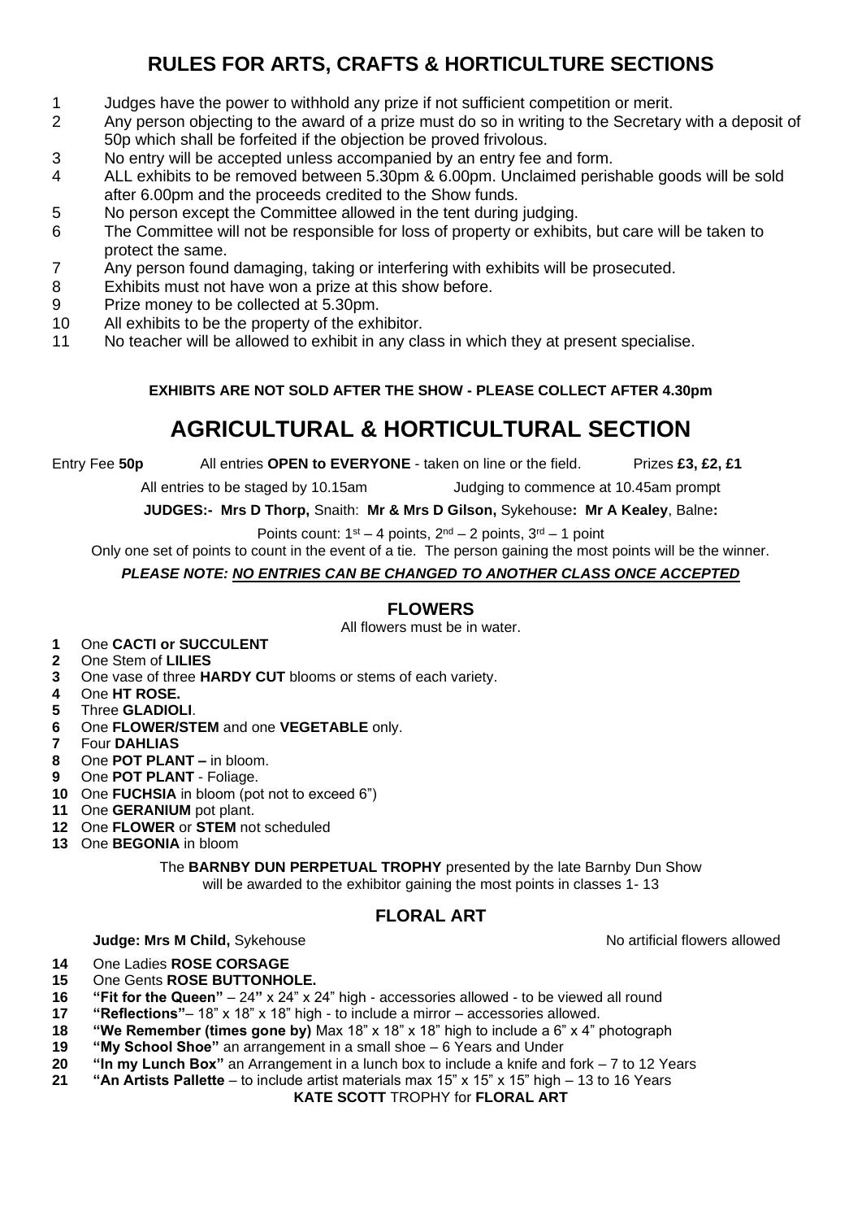# RULES FOR ARTS, CRAFTS & HORTICULTURE SECTIONS

1. Judges have the power to withhold any prize if not sufficient competition or merit.
2. Any person objecting to the award of a prize must do so in writing to the Secretary with a deposit of 50p which shall be forfeited if the objection be proved frivolous.
3. No entry will be accepted unless accompanied by an entry fee and form.
4. ALL exhibits to be removed between 5.30pm & 6.00pm. Unclaimed perishable goods will be sold after 6.00pm and the proceeds credited to the Show funds.
5. No person except the Committee allowed in the tent during judging.
6. The Committee will not be responsible for loss of property or exhibits, but care will be taken to protect the same.
7. Any person found damaging, taking or interfering with exhibits will be prosecuted.
8. Exhibits must not have won a prize at this show before.
9. Prize money to be collected at 5.30pm.
10. All exhibits to be the property of the exhibitor.
11. No teacher will be allowed to exhibit in any class in which they at present specialise.

**EXHIBITS ARE NOT SOLD AFTER THE SHOW - PLEASE COLLECT AFTER 4.30pm**

# AGRICULTURAL & HORTICULTURAL SECTION

Entry Fee **50p** All entries **OPEN to EVERYONE** - taken on line or the field. Prizes **£3, £2, £1**

All entries to be staged by 10.15am Judging to commence at 10.45am prompt

**JUDGES:- Mrs D Thorp,** Snaith: **Mr & Mrs D Gilson,** Sykehouse**: Mr A Kealey**, Balne**:**

Points count: 1st – 4 points, 2nd – 2 points, 3rd – 1 point

Only one set of points to count in the event of a tie. The person gaining the most points will be the winner.

***PLEASE NOTE: NO ENTRIES CAN BE CHANGED TO ANOTHER CLASS ONCE ACCEPTED***

## FLOWERS

All flowers must be in water.

**1** One **CACTI or SUCCULENT**
**2** One Stem of **LILIES**
**3** One vase of three **HARDY CUT** blooms or stems of each variety.
**4** One **HT ROSE.**
**5** Three **GLADIOLI**.
**6** One **FLOWER/STEM** and one **VEGETABLE** only.
**7** Four **DAHLIAS**
**8** One **POT PLANT –** in bloom.
**9** One **POT PLANT** - Foliage.
**10** One **FUCHSIA** in bloom (pot not to exceed 6")
**11** One **GERANIUM** pot plant.
**12** One **FLOWER** or **STEM** not scheduled
**13** One **BEGONIA** in bloom

The **BARNBY DUN PERPETUAL TROPHY** presented by the late Barnby Dun Show will be awarded to the exhibitor gaining the most points in classes 1- 13

## FLORAL ART

**Judge: Mrs M Child,** Sykehouse No artificial flowers allowed

**14** One Ladies **ROSE CORSAGE**
**15** One Gents **ROSE BUTTONHOLE.**
**16** **"Fit for the Queen"** – 24**"** x 24" x 24" high - accessories allowed - to be viewed all round
**17** **"Reflections"**– 18" x 18" x 18" high - to include a mirror – accessories allowed.
**18** **"We Remember (times gone by)** Max 18" x 18" x 18" high to include a 6" x 4" photograph
**19** **"My School Shoe"** an arrangement in a small shoe – 6 Years and Under
**20** **"In my Lunch Box"** an Arrangement in a lunch box to include a knife and fork – 7 to 12 Years
**21** **"An Artists Pallette** – to include artist materials max 15" x 15" x 15" high – 13 to 16 Years

**KATE SCOTT** TROPHY for **FLORAL ART**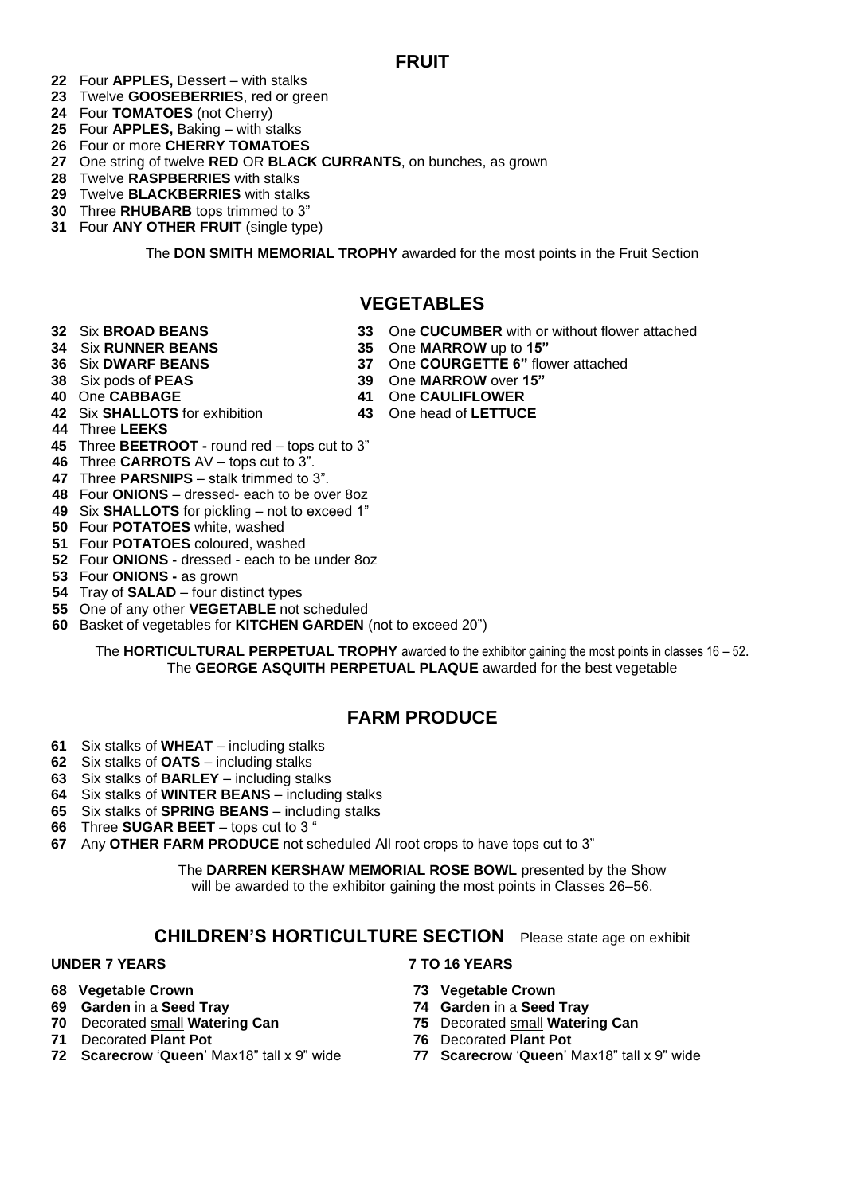## FRUIT

**22** Four **APPLES,** Dessert – with stalks
**23** Twelve **GOOSEBERRIES**, red or green
**24** Four **TOMATOES** (not Cherry)
**25** Four **APPLES,** Baking – with stalks
**26** Four or more **CHERRY TOMATOES**
**27** One string of twelve **RED** OR **BLACK CURRANTS**, on bunches, as grown
**28** Twelve **RASPBERRIES** with stalks
**29** Twelve **BLACKBERRIES** with stalks
**30** Three **RHUBARB** tops trimmed to 3"
**31** Four **ANY OTHER FRUIT** (single type)

The **DON SMITH MEMORIAL TROPHY** awarded for the most points in the Fruit Section

## VEGETABLES

**32** Six **BROAD BEANS**
**33** One **CUCUMBER** with or without flower attached
**34** Six **RUNNER BEANS**
**35** One **MARROW** up to **15"**
**36** Six **DWARF BEANS**
**37** One **COURGETTE 6"** flower attached
**38** Six pods of **PEAS**
**39** One **MARROW** over **15"**
**40** One **CABBAGE**
**41** One **CAULIFLOWER**
**42** Six **SHALLOTS** for exhibition
**43** One head of **LETTUCE**
**44** Three **LEEKS**
**45** Three **BEETROOT -** round red – tops cut to 3"
**46** Three **CARROTS** AV – tops cut to 3".
**47** Three **PARSNIPS** – stalk trimmed to 3".
**48** Four **ONIONS** – dressed- each to be over 8oz
**49** Six **SHALLOTS** for pickling – not to exceed 1"
**50** Four **POTATOES** white, washed
**51** Four **POTATOES** coloured, washed
**52** Four **ONIONS -** dressed - each to be under 8oz
**53** Four **ONIONS -** as grown
**54** Tray of **SALAD** – four distinct types
**55** One of any other **VEGETABLE** not scheduled
**60** Basket of vegetables for **KITCHEN GARDEN** (not to exceed 20")

The **HORTICULTURAL PERPETUAL TROPHY** awarded to the exhibitor gaining the most points in classes 16 – 52.
The **GEORGE ASQUITH PERPETUAL PLAQUE** awarded for the best vegetable

## FARM PRODUCE

**61** Six stalks of **WHEAT** – including stalks
**62** Six stalks of **OATS** – including stalks
**63** Six stalks of **BARLEY** – including stalks
**64** Six stalks of **WINTER BEANS** – including stalks
**65** Six stalks of **SPRING BEANS** – including stalks
**66** Three **SUGAR BEET** – tops cut to 3 "
**67** Any **OTHER FARM PRODUCE** not scheduled All root crops to have tops cut to 3"

The **DARREN KERSHAW MEMORIAL ROSE BOWL** presented by the Show will be awarded to the exhibitor gaining the most points in Classes 26–56.

## CHILDREN'S HORTICULTURE SECTION

Please state age on exhibit

**UNDER 7 YEARS**

**68** **Vegetable Crown**
**69** **Garden** in a **Seed Tray**
**70** Decorated small **Watering Can**
**71** Decorated **Plant Pot**
**72** **Scarecrow** '**Queen**' Max18" tall x 9" wide

**7 TO 16 YEARS**

**73** **Vegetable Crown**
**74** **Garden** in a **Seed Tray**
**75** Decorated small **Watering Can**
**76** Decorated **Plant Pot**
**77** **Scarecrow** '**Queen**' Max18" tall x 9" wide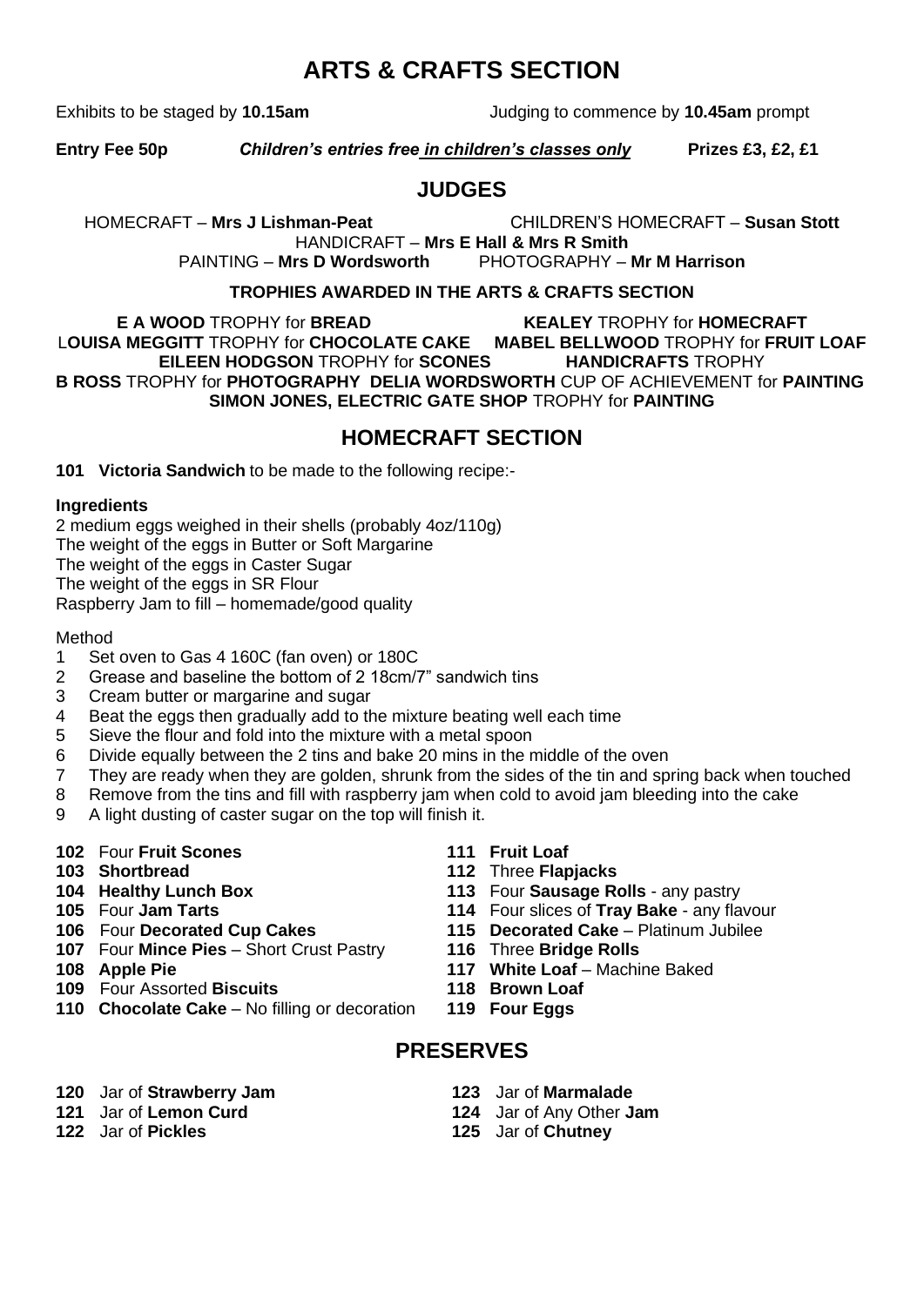# ARTS & CRAFTS SECTION

Exhibits to be staged by **10.15am** Judging to commence by **10.45am** prompt

**Entry Fee 50p** ***Children's entries free in children's classes only*** **Prizes £3, £2, £1**

## JUDGES

HOMECRAFT – **Mrs J Lishman-Peat** CHILDREN'S HOMECRAFT – **Susan Stott**
HANDICRAFT – **Mrs E Hall & Mrs R Smith**
PAINTING – **Mrs D Wordsworth** PHOTOGRAPHY – **Mr M Harrison**

**TROPHIES AWARDED IN THE ARTS & CRAFTS SECTION**

**E A WOOD** TROPHY for **BREAD** **KEALEY** TROPHY for **HOMECRAFT**
**LOUISA MEGGITT** TROPHY for **CHOCOLATE CAKE** **MABEL BELLWOOD** TROPHY for **FRUIT LOAF**
**EILEEN HODGSON** TROPHY for **SCONES** **HANDICRAFTS** TROPHY
**B ROSS** TROPHY for **PHOTOGRAPHY** **DELIA WORDSWORTH** CUP OF ACHIEVEMENT for **PAINTING**
**SIMON JONES, ELECTRIC GATE SHOP** TROPHY for **PAINTING**

## HOMECRAFT SECTION

**101 Victoria Sandwich** to be made to the following recipe:-

**Ingredients**

2 medium eggs weighed in their shells (probably 4oz/110g)
The weight of the eggs in Butter or Soft Margarine
The weight of the eggs in Caster Sugar
The weight of the eggs in SR Flour
Raspberry Jam to fill – homemade/good quality

Method

1. Set oven to Gas 4 160C (fan oven) or 180C
2. Grease and baseline the bottom of 2 18cm/7" sandwich tins
3. Cream butter or margarine and sugar
4. Beat the eggs then gradually add to the mixture beating well each time
5. Sieve the flour and fold into the mixture with a metal spoon
6. Divide equally between the 2 tins and bake 20 mins in the middle of the oven
7. They are ready when they are golden, shrunk from the sides of the tin and spring back when touched
8. Remove from the tins and fill with raspberry jam when cold to avoid jam bleeding into the cake
9. A light dusting of caster sugar on the top will finish it.

**102** Four **Fruit Scones**
**103 Shortbread**
**104 Healthy Lunch Box**
**105** Four **Jam Tarts**
**106** Four **Decorated Cup Cakes**
**107** Four **Mince Pies** – Short Crust Pastry
**108 Apple Pie**
**109** Four Assorted **Biscuits**
**110 Chocolate Cake** – No filling or decoration
**111 Fruit Loaf**
**112** Three **Flapjacks**
**113** Four **Sausage Rolls** - any pastry
**114** Four slices of **Tray Bake** - any flavour
**115 Decorated Cake** – Platinum Jubilee
**116** Three **Bridge Rolls**
**117 White Loaf** – Machine Baked
**118 Brown Loaf**
**119 Four Eggs**

## PRESERVES

**120** Jar of **Strawberry Jam**
**121** Jar of **Lemon Curd**
**122** Jar of **Pickles**
**123** Jar of **Marmalade**
**124** Jar of Any Other **Jam**
**125** Jar of **Chutney**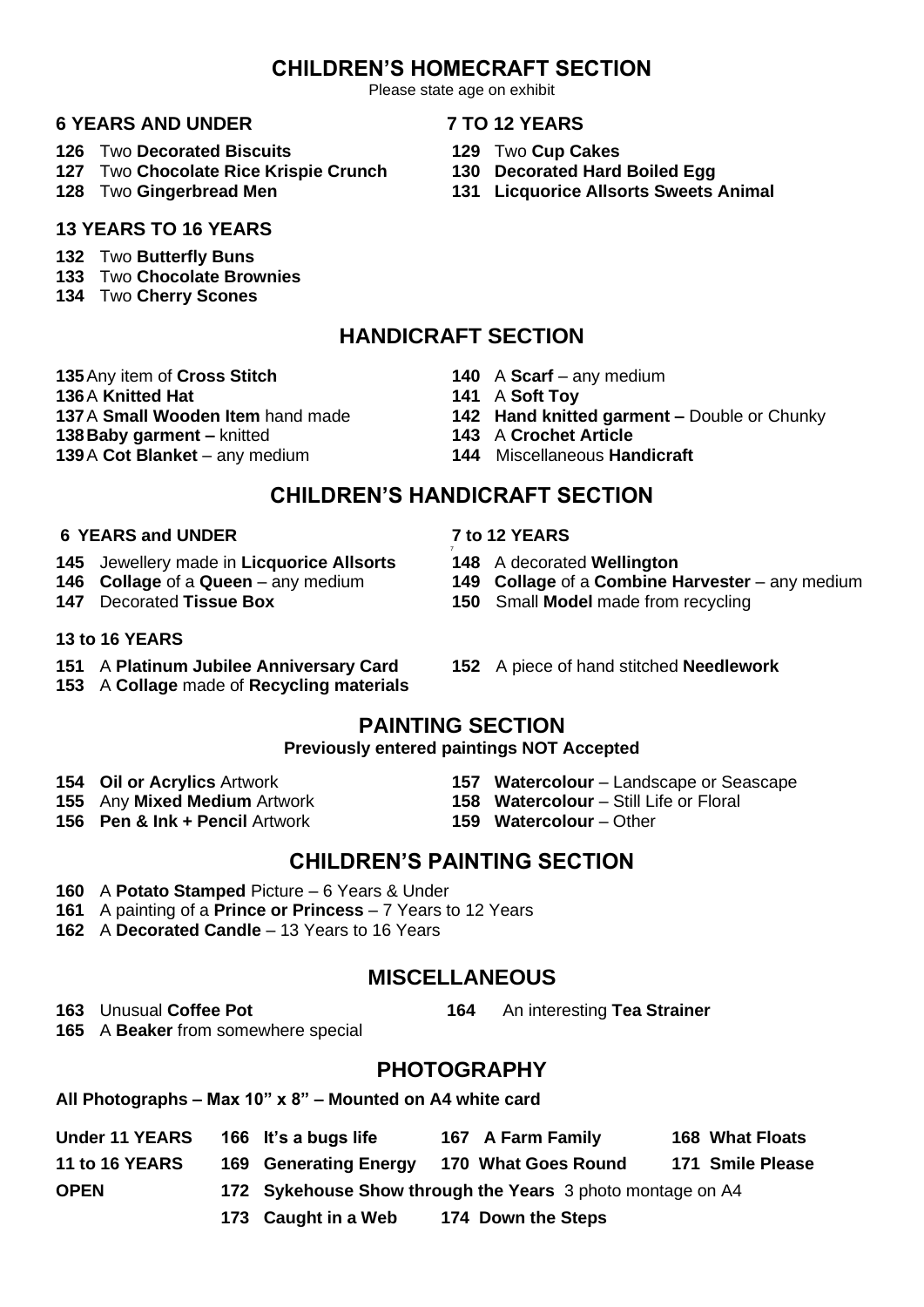## CHILDREN'S HOMECRAFT SECTION

Please state age on exhibit

### 6 YEARS AND UNDER

- **126** Two **Decorated Biscuits**
- **127** Two **Chocolate Rice Krispie Crunch**
- **128** Two **Gingerbread Men**

### 7 TO 12 YEARS

- **129** Two **Cup Cakes**
- **130** **Decorated Hard Boiled Egg**
- **131** **Licquorice Allsorts Sweets Animal**

### 13 YEARS TO 16 YEARS

- **132** Two **Butterfly Buns**
- **133** Two **Chocolate Brownies**
- **134** Two **Cherry Scones**

## HANDICRAFT SECTION

- **135** Any item of **Cross Stitch**
- **136** A **Knitted Hat**
- **137** A **Small Wooden Item** hand made
- **138** **Baby garment –** knitted
- **139** A **Cot Blanket** – any medium
- **140** A **Scarf** – any medium
- **141** A **Soft Toy**
- **142** **Hand knitted garment –** Double or Chunky
- **143** A **Crochet Article**
- **144** Miscellaneous **Handicraft**

## CHILDREN'S HANDICRAFT SECTION

### 6 YEARS and UNDER

- **145** Jewellery made in **Licquorice Allsorts**
- **146** **Collage** of a **Queen** – any medium
- **147** Decorated **Tissue Box**

### 7 to 12 YEARS

- **148** A decorated **Wellington**
- **149** **Collage** of a **Combine Harvester** – any medium
- **150** Small **Model** made from recycling

### 13 to 16 YEARS

- **151** A **Platinum Jubilee Anniversary Card**
- **152** A piece of hand stitched **Needlework**
- **153** A **Collage** made of **Recycling materials**

## PAINTING SECTION

**Previously entered paintings NOT Accepted**

- **154** **Oil or Acrylics** Artwork
- **155** Any **Mixed Medium** Artwork
- **156** **Pen & Ink + Pencil** Artwork
- **157** **Watercolour** – Landscape or Seascape
- **158** **Watercolour** – Still Life or Floral
- **159** **Watercolour** – Other

## CHILDREN'S PAINTING SECTION

- **160** A **Potato Stamped** Picture – 6 Years & Under
- **161** A painting of a **Prince or Princess** – 7 Years to 12 Years
- **162** A **Decorated Candle** – 13 Years to 16 Years

## MISCELLANEOUS

- **163** Unusual **Coffee Pot**
- **164** An interesting **Tea Strainer**
- **165** A **Beaker** from somewhere special

## PHOTOGRAPHY

**All Photographs – Max 10" x 8" – Mounted on A4 white card**

| | | | |
|---|---|---|---|
| **Under 11 YEARS** | **166 It's a bugs life** | **167 A Farm Family** | **168 What Floats** |
| **11 to 16 YEARS** | **169 Generating Energy** | **170 What Goes Round** | **171 Smile Please** |
| **OPEN** | **172 Sykehouse Show through the Years** 3 photo montage on A4 | | |
| | **173 Caught in a Web** | **174 Down the Steps** | |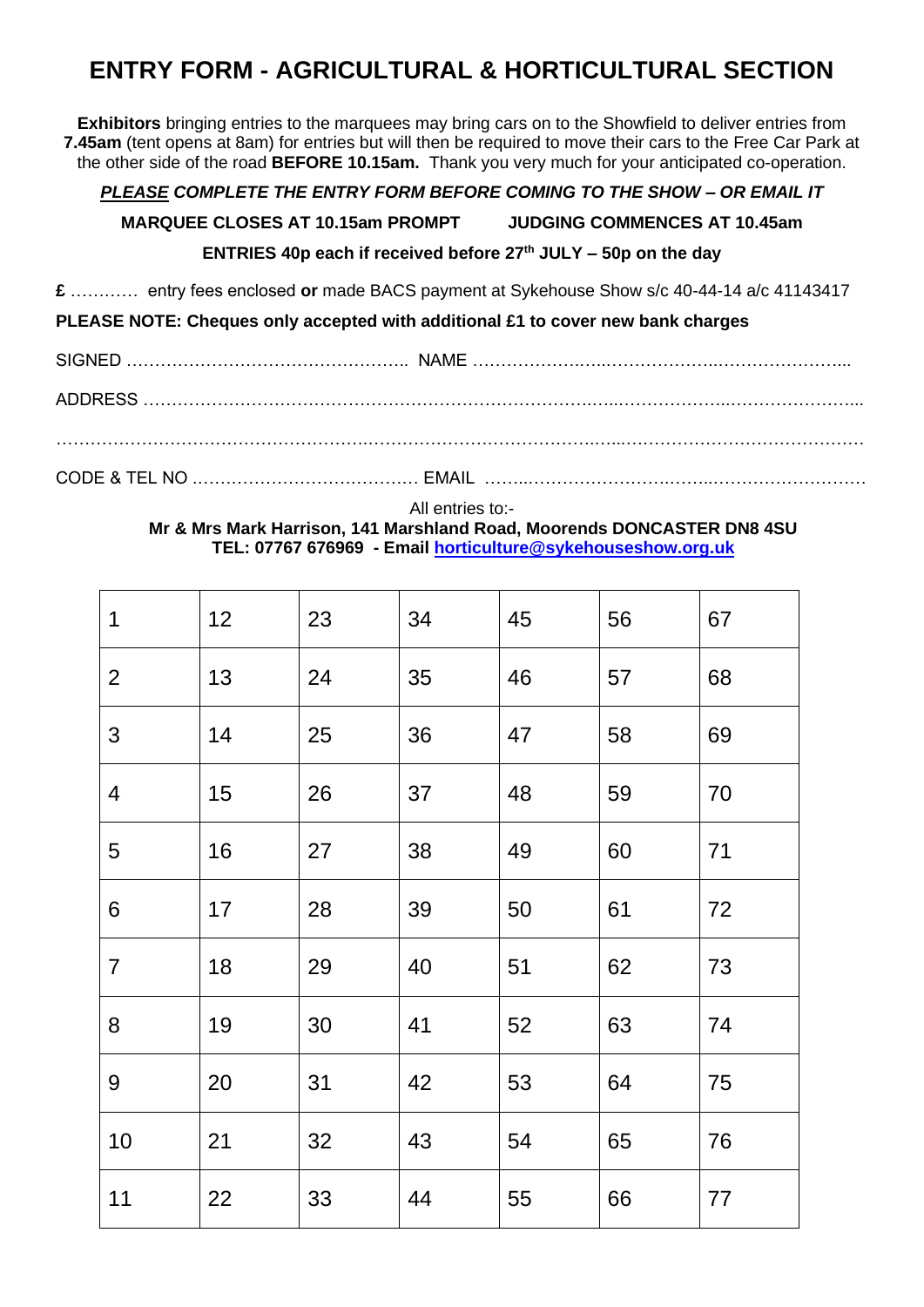# ENTRY FORM - AGRICULTURAL & HORTICULTURAL SECTION

**Exhibitors** bringing entries to the marquees may bring cars on to the Showfield to deliver entries from **7.45am** (tent opens at 8am) for entries but will then be required to move their cars to the Free Car Park at the other side of the road **BEFORE 10.15am.** Thank you very much for your anticipated co-operation.

***PLEASE COMPLETE THE ENTRY FORM BEFORE COMING TO THE SHOW – OR EMAIL IT***

**MARQUEE CLOSES AT 10.15am PROMPT JUDGING COMMENCES AT 10.45am**

**ENTRIES 40p each if received before 27th JULY – 50p on the day**

**£** ………… entry fees enclosed **or** made BACS payment at Sykehouse Show s/c 40-44-14 a/c 41143417

**PLEASE NOTE: Cheques only accepted with additional £1 to cover new bank charges**

SIGNED ………………………………………….. NAME ………………………………………………………...

ADDRESS ………………………………………………………………………………………………………...

……………………………………………………………………………………………………………………

CODE & TEL NO ………………………………… EMAIL ……………………………………………………

All entries to:-
**Mr & Mrs Mark Harrison, 141 Marshland Road, Moorends DONCASTER DN8 4SU**
**TEL: 07767 676969 - Email horticulture@sykehouseshow.org.uk**

| | | | | | | |
|---|---|---|---|---|---|---|
| 1 | 12 | 23 | 34 | 45 | 56 | 67 |
| 2 | 13 | 24 | 35 | 46 | 57 | 68 |
| 3 | 14 | 25 | 36 | 47 | 58 | 69 |
| 4 | 15 | 26 | 37 | 48 | 59 | 70 |
| 5 | 16 | 27 | 38 | 49 | 60 | 71 |
| 6 | 17 | 28 | 39 | 50 | 61 | 72 |
| 7 | 18 | 29 | 40 | 51 | 62 | 73 |
| 8 | 19 | 30 | 41 | 52 | 63 | 74 |
| 9 | 20 | 31 | 42 | 53 | 64 | 75 |
| 10 | 21 | 32 | 43 | 54 | 65 | 76 |
| 11 | 22 | 33 | 44 | 55 | 66 | 77 |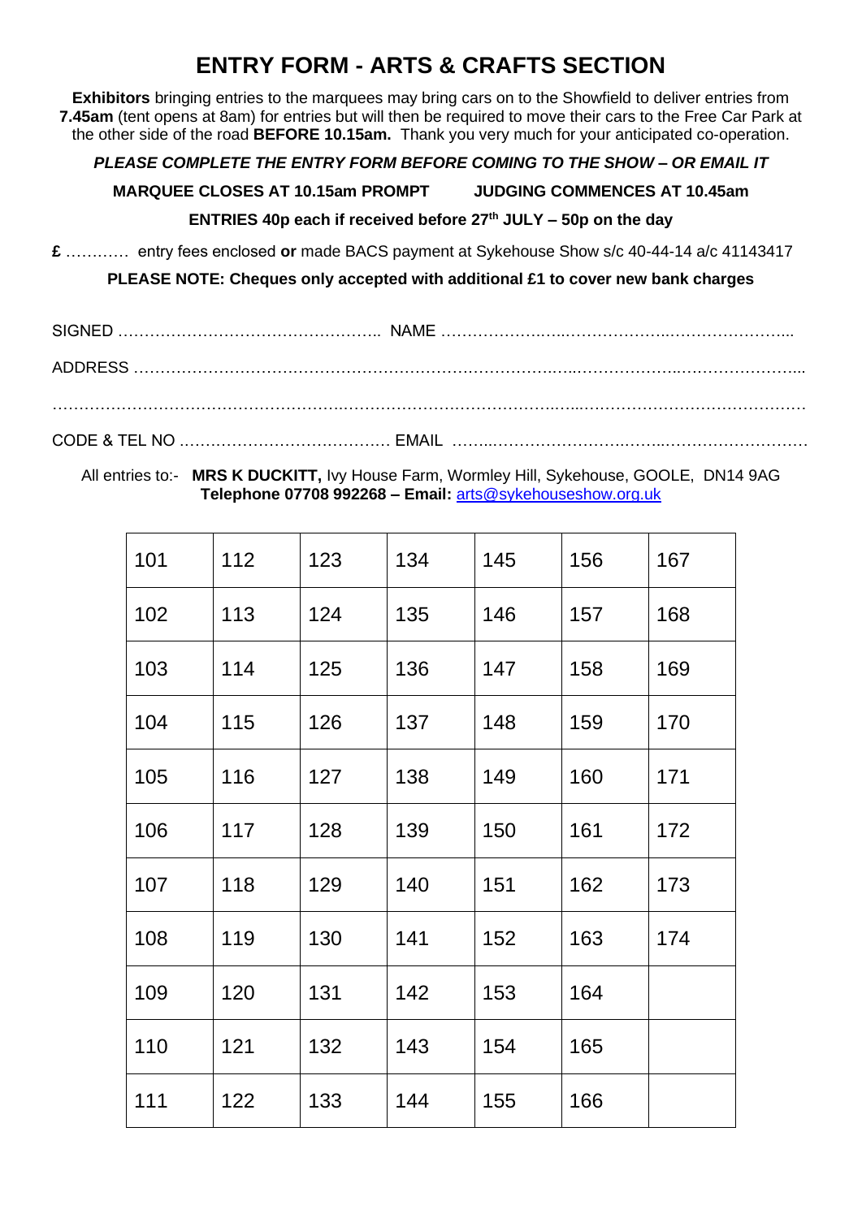# ENTRY FORM - ARTS & CRAFTS SECTION

**Exhibitors** bringing entries to the marquees may bring cars on to the Showfield to deliver entries from **7.45am** (tent opens at 8am) for entries but will then be required to move their cars to the Free Car Park at the other side of the road **BEFORE 10.15am.** Thank you very much for your anticipated co-operation.

***PLEASE COMPLETE THE ENTRY FORM BEFORE COMING TO THE SHOW – OR EMAIL IT***

**MARQUEE CLOSES AT 10.15am PROMPT** **JUDGING COMMENCES AT 10.45am**

**ENTRIES 40p each if received before 27th JULY – 50p on the day**

**£** ………… entry fees enclosed **or** made BACS payment at Sykehouse Show s/c 40-44-14 a/c 41143417

**PLEASE NOTE: Cheques only accepted with additional £1 to cover new bank charges**

SIGNED ………………………………………….. NAME ……………………………………………………………

ADDRESS ………………………………………………………………………………………………………………

…………………………………………………………………………………………………………………………………

CODE & TEL NO …………………………………. EMAIL ……………………………………………………………

All entries to:- **MRS K DUCKITT,** Ivy House Farm, Wormley Hill, Sykehouse, GOOLE, DN14 9AG
**Telephone 07708 992268 – Email:** arts@sykehouseshow.org.uk

| | | | | | | |
|---|---|---|---|---|---|---|
| 101 | 112 | 123 | 134 | 145 | 156 | 167 |
| 102 | 113 | 124 | 135 | 146 | 157 | 168 |
| 103 | 114 | 125 | 136 | 147 | 158 | 169 |
| 104 | 115 | 126 | 137 | 148 | 159 | 170 |
| 105 | 116 | 127 | 138 | 149 | 160 | 171 |
| 106 | 117 | 128 | 139 | 150 | 161 | 172 |
| 107 | 118 | 129 | 140 | 151 | 162 | 173 |
| 108 | 119 | 130 | 141 | 152 | 163 | 174 |
| 109 | 120 | 131 | 142 | 153 | 164 | |
| 110 | 121 | 132 | 143 | 154 | 165 | |
| 111 | 122 | 133 | 144 | 155 | 166 | |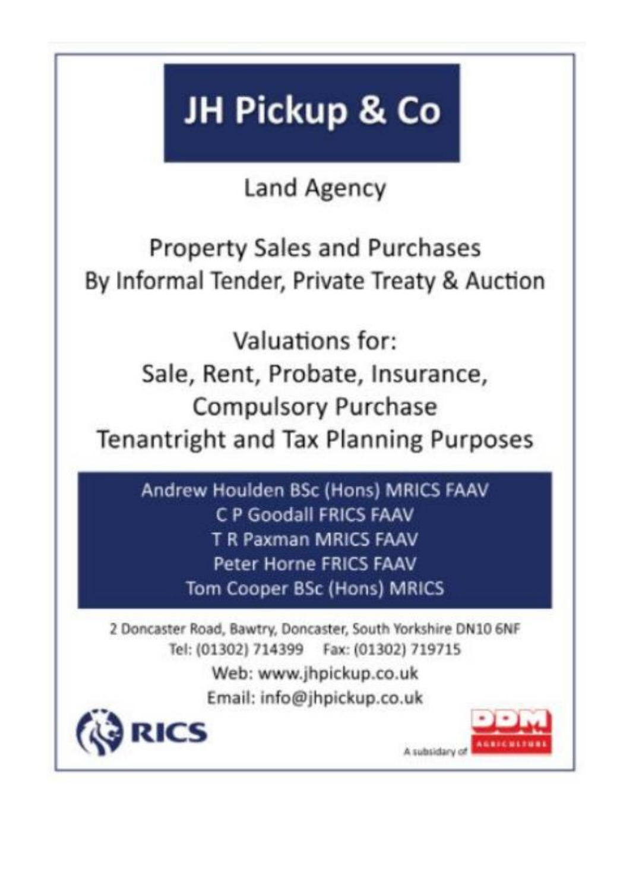# JH Pickup & Co

## Land Agency

Property Sales and Purchases
By Informal Tender, Private Treaty & Auction

Valuations for:
Sale, Rent, Probate, Insurance,
Compulsory Purchase
Tenantright and Tax Planning Purposes

Andrew Houlden BSc (Hons) MRICS FAAV
C P Goodall FRICS FAAV
T R Paxman MRICS FAAV
Peter Horne FRICS FAAV
Tom Cooper BSc (Hons) MRICS

2 Doncaster Road, Bawtry, Doncaster, South Yorkshire DN10 6NF
Tel: (01302) 714399 Fax: (01302) 719715
Web: www.jhpickup.co.uk
Email: info@jhpickup.co.uk

RICS

A subsidiary of DDM Agriculture